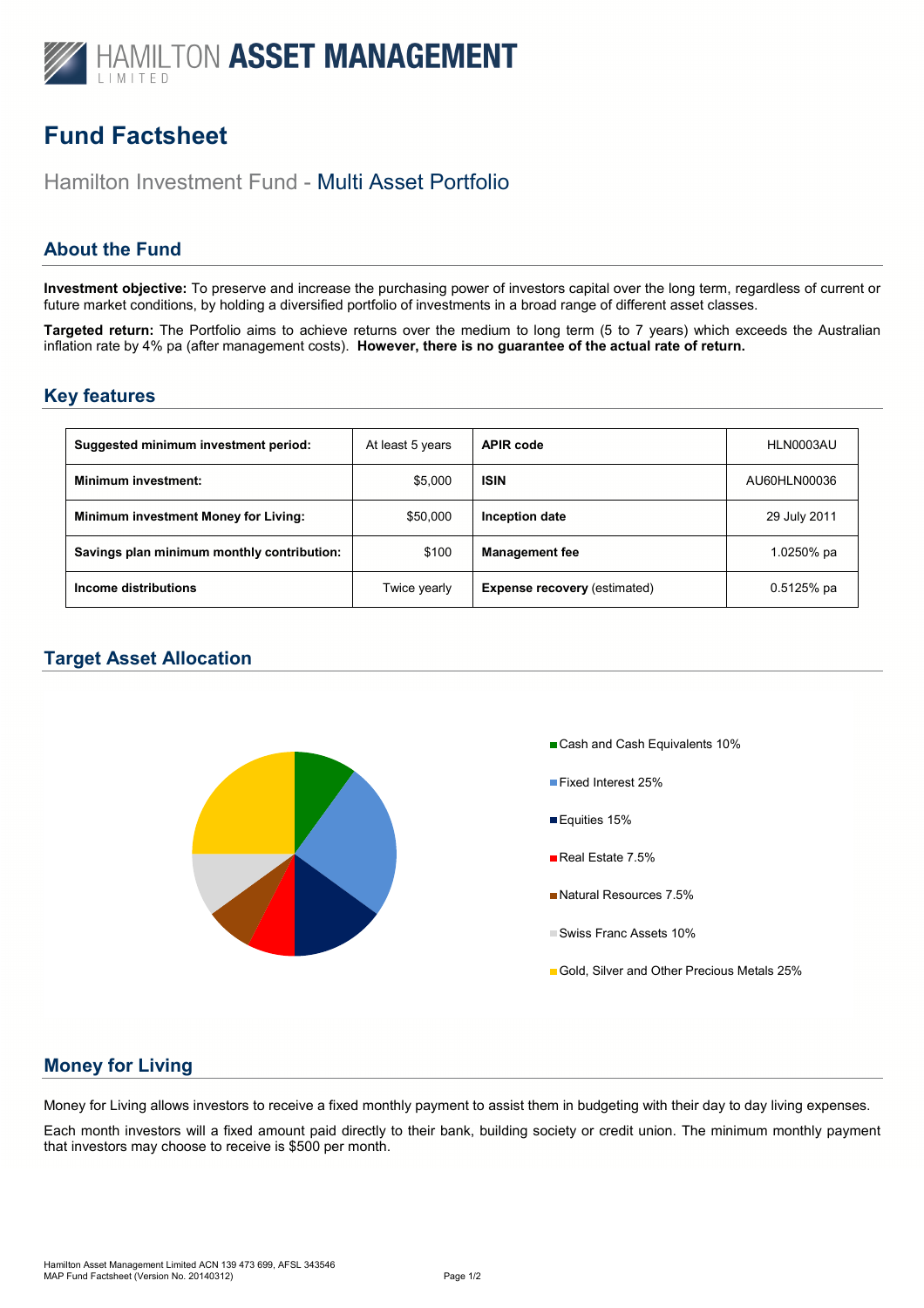HAMILTON **ASSET MANAGEMENT**
LIMITED

# Fund Factsheet

## Hamilton Investment Fund - Multi Asset Portfolio

## About the Fund

**Investment objective:** To preserve and increase the purchasing power of investors capital over the long term, regardless of current or future market conditions, by holding a diversified portfolio of investments in a broad range of different asset classes.

**Targeted return:** The Portfolio aims to achieve returns over the medium to long term (5 to 7 years) which exceeds the Australian inflation rate by 4% pa (after management costs). **However, there is no guarantee of the actual rate of return.**

## Key features

| | | | |
|---|---|---|---|
| **Suggested minimum investment period:** | At least 5 years | **APIR code** | HLN0003AU |
| **Minimum investment:** | $5,000 | **ISIN** | AU60HLN00036 |
| **Minimum investment Money for Living:** | $50,000 | **Inception date** | 29 July 2011 |
| **Savings plan minimum monthly contribution:** | $100 | **Management fee** | 1.0250% pa |
| **Income distributions** | Twice yearly | **Expense recovery** (estimated) | 0.5125% pa |

## Target Asset Allocation

Cash and Cash Equivalents 10%
Fixed Interest 25%
Equities 15%
Real Estate 7.5%
Natural Resources 7.5%
Swiss Franc Assets 10%
Gold, Silver and Other Precious Metals 25%

## Money for Living

Money for Living allows investors to receive a fixed monthly payment to assist them in budgeting with their day to day living expenses.

Each month investors will a fixed amount paid directly to their bank, building society or credit union. The minimum monthly payment that investors may choose to receive is $500 per month.

Hamilton Asset Management Limited ACN 139 473 699, AFSL 343546
MAP Fund Factsheet (Version No. 20140312)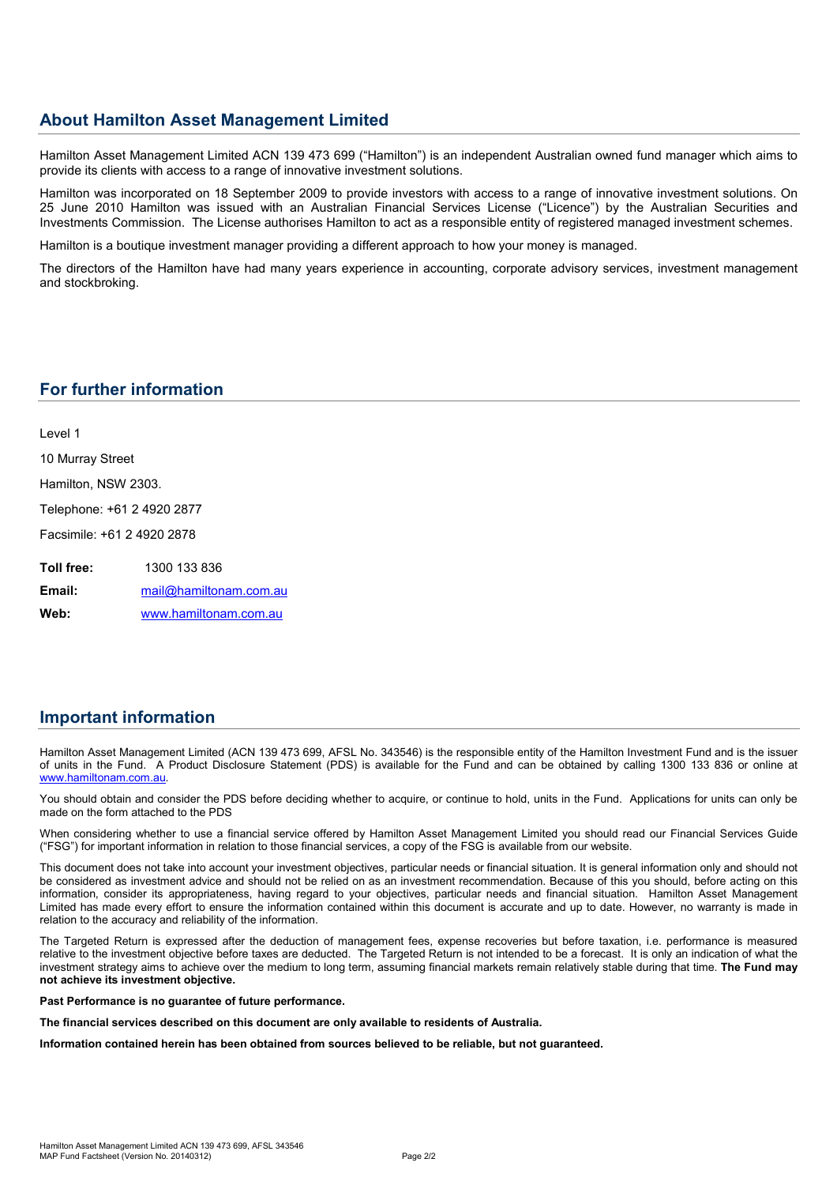## About Hamilton Asset Management Limited

Hamilton Asset Management Limited ACN 139 473 699 ("Hamilton") is an independent Australian owned fund manager which aims to provide its clients with access to a range of innovative investment solutions.

Hamilton was incorporated on 18 September 2009 to provide investors with access to a range of innovative investment solutions. On 25 June 2010 Hamilton was issued with an Australian Financial Services License ("Licence") by the Australian Securities and Investments Commission. The License authorises Hamilton to act as a responsible entity of registered managed investment schemes.

Hamilton is a boutique investment manager providing a different approach to how your money is managed.

The directors of the Hamilton have had many years experience in accounting, corporate advisory services, investment management and stockbroking.

## For further information

Level 1

10 Murray Street

Hamilton, NSW 2303.

Telephone: +61 2 4920 2877

Facsimile: +61 2 4920 2878

**Toll free:** 1300 133 836

**Email:** mail@hamiltonam.com.au

**Web:** www.hamiltonam.com.au

## Important information

Hamilton Asset Management Limited (ACN 139 473 699, AFSL No. 343546) is the responsible entity of the Hamilton Investment Fund and is the issuer of units in the Fund. A Product Disclosure Statement (PDS) is available for the Fund and can be obtained by calling 1300 133 836 or online at www.hamiltonam.com.au.

You should obtain and consider the PDS before deciding whether to acquire, or continue to hold, units in the Fund. Applications for units can only be made on the form attached to the PDS

When considering whether to use a financial service offered by Hamilton Asset Management Limited you should read our Financial Services Guide ("FSG") for important information in relation to those financial services, a copy of the FSG is available from our website.

This document does not take into account your investment objectives, particular needs or financial situation. It is general information only and should not be considered as investment advice and should not be relied on as an investment recommendation. Because of this you should, before acting on this information, consider its appropriateness, having regard to your objectives, particular needs and financial situation. Hamilton Asset Management Limited has made every effort to ensure the information contained within this document is accurate and up to date. However, no warranty is made in relation to the accuracy and reliability of the information.

The Targeted Return is expressed after the deduction of management fees, expense recoveries but before taxation, i.e. performance is measured relative to the investment objective before taxes are deducted. The Targeted Return is not intended to be a forecast. It is only an indication of what the investment strategy aims to achieve over the medium to long term, assuming financial markets remain relatively stable during that time. **The Fund may not achieve its investment objective.**

**Past Performance is no guarantee of future performance.**

**The financial services described on this document are only available to residents of Australia.**

**Information contained herein has been obtained from sources believed to be reliable, but not guaranteed.**

Hamilton Asset Management Limited ACN 139 473 699, AFSL 343546
MAP Fund Factsheet (Version No. 20140312)